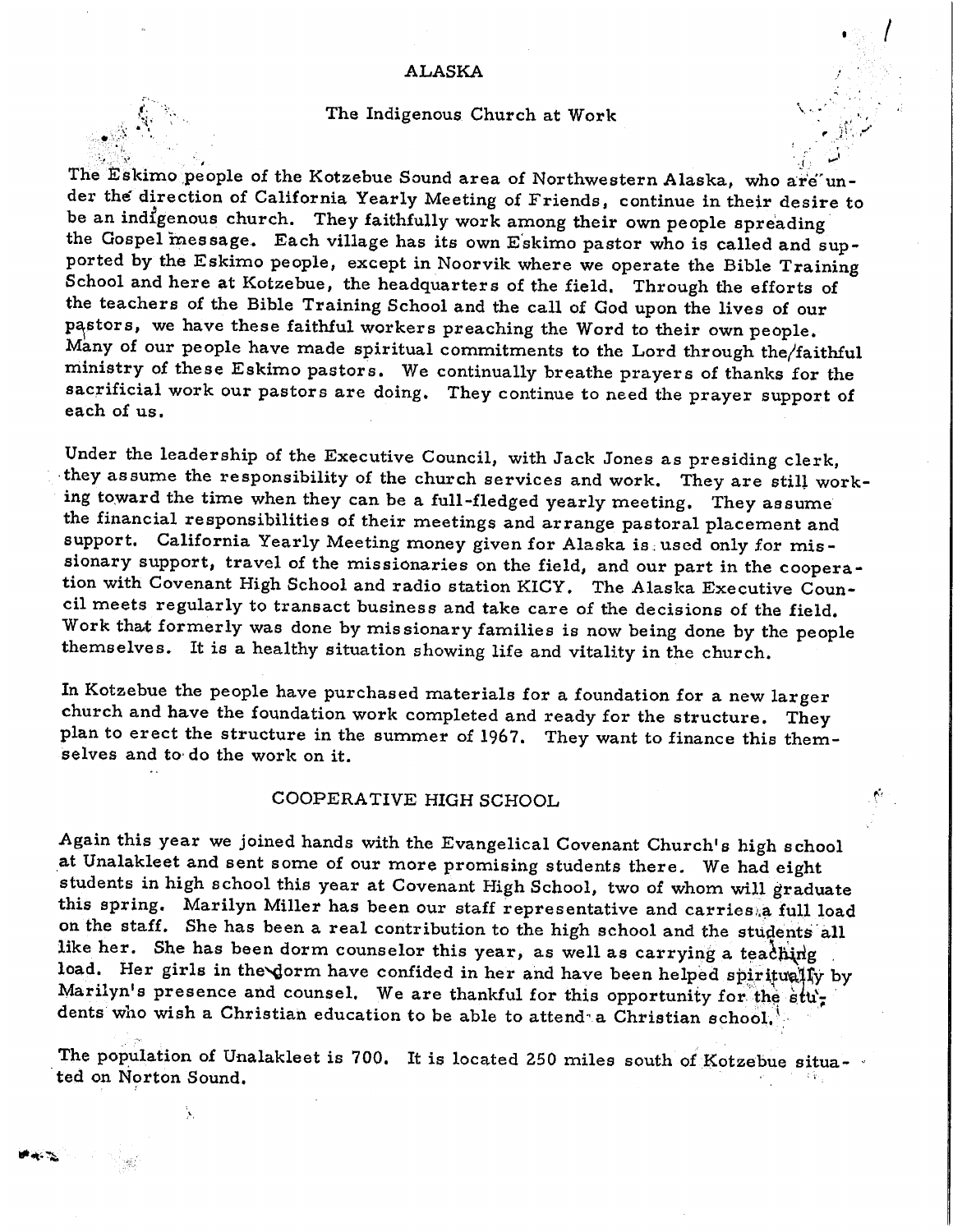# ALASKA

## The Indigenous Church at Work

The Eskimo people of the Kotzebue Sound area of Northwestern Alaska, who are under the direction of California Yearly Meeting of Friends, continue in their desire to be an indigenous church. They faithfully work among their own people spreading the Gospel message. Each village has its own Eskimo pastor who is called and supported by the Eskimo people, except in Noorvik where we operate the Bible Training School and here at Kotzebue, the headquarters of the field. Through the efforts of the teachers of the Bible Training School and the call of God upon the lives of our pastors, we have these faithful workers preaching the Word to their own people. Many of our people have made spiritual commitments to the Lord through the faithful ministry of these Eskimo pastors. We continually breathe prayers of thanks for the sacrificial work our pastors are doing. They continue to need the prayer support of each of us.

Under the leadership of the Executive Council, with Jack Jones as presiding clerk, they assume the responsibility of the church services and work. They are still working toward the time when they can be a full-fledged yearly meeting. They assume the financial responsibilities of their meetings and arrange pastoral placement and support. California Yearly Meeting money given for Alaska is used only for missionary support, travel of the missionaries on the field, and our part in the cooperation with Covenant High School and radio station KICY. The Alaska Executive Council meets regularly to transact business and take care of the decisions of the field. Work that formerly was done by missionary families is now being done by the people themselves. It is a healthy situation showing life and vitality in the church.

In Kotzebue the people have purchased materials for a foundation for a new larger church and have the foundation work completed and ready for the structure. They plan to erect the structure in the summer of 1967. They want to finance this themselves and to do the work on it.

## COOPERATIVE HIGH SCHOOL

Again this year we joined hands with the Evangelical Covenant Church's high school at Unalakleet and sent some of our more promising students there. We had eight students in high school this year at Covenant High School, two of whom will graduate this spring. Marilyn Miller has been our staff representative and carries a full load on the staff. She has been a real contribution to the high school and the students all like her. She has been dorm counselor this year, as well as carrying a teaching load. Her girls in the dorm have confided in her and have been helped spiritually by Marilyn's presence and counsel. We are thankful for this opportunity for the students who wish a Christian education to be able to attend a Christian school.

The population of Unalakleet is 700. It is located 250 miles south of Kotzebue situated on Norton Sound.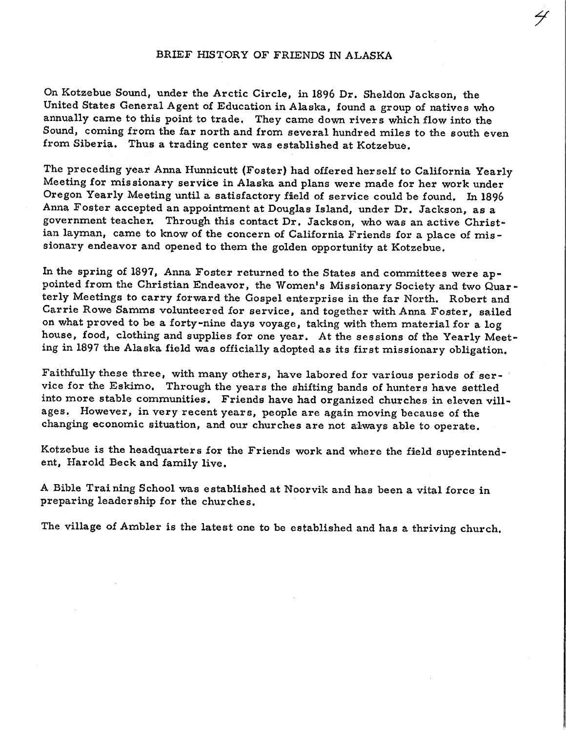# BRIEF HISTORY OF FRIENDS IN ALASKA

On Kotzebue Sound, under the Arctic Circle, in 1896 Dr. Sheldon Jackson, the United States General Agent of Education in Alaska, found a group of natives who annually came to this point to trade. They came down rivers which flow into the Sound, coming from the far north and from several hundred miles to the south even from Siberia. Thus a trading center was established at Kotzebue.

The preceding year Anna Hunnicutt (Foster) had offered herself to California Yearly Meeting for missionary service in Alaska and plans were made for her work under Oregon Yearly Meeting until a satisfactory field of service could be found. In 1896 Anna Foster accepted an appointment at Douglas Island, under Dr. Jackson, as a government teacher. Through this contact Dr. Jackson, who was an active Christian layman, came to know of the concern of California Friends for a place of missionary endeavor and opened to them the golden opportunity at Kotzebue.

In the spring of 1897, Anna Foster returned to the States and committees were appointed from the Christian Endeavor, the Women's Missionary Society and two Quarterly Meetings to carry forward the Gospel enterprise in the far North. Robert and Carrie Rowe Samms volunteered for service, and together with Anna Foster, sailed on what proved to be a forty-nine days voyage, taking with them material for a log house, food, clothing and supplies for one year. At the sessions of the Yearly Meeting in 1897 the Alaska field was officially adopted as its first missionary obligation.

Faithfully these three, with many others, have labored for various periods of service for the Eskimo. Through the years the shifting bands of hunters have settled into more stable communities. Friends have had organized churches in eleven villages. However, in very recent years, people are again moving because of the changing economic situation, and our churches are not always able to operate.

Kotzebue is the headquarters for the Friends work and where the field superintendent, Harold Beck and family live.

A Bible Training School was established at Noorvik and has been a vital force in preparing leadership for the churches.

The village of Ambler is the latest one to be established and has a thriving church.